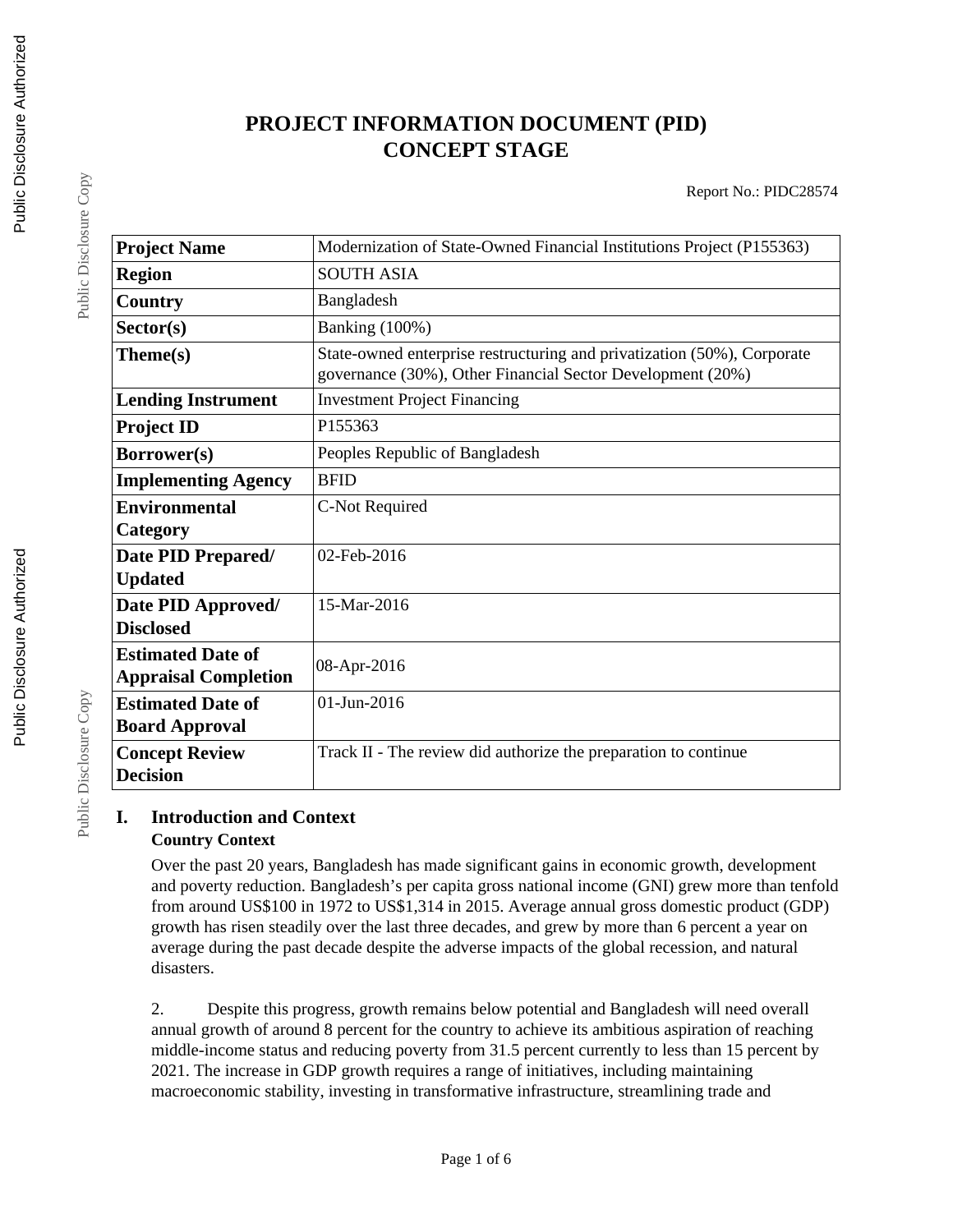# PROJECT INFORMATION DOCUMENT (PID)
# CONCEPT STAGE

Report No.: PIDC28574

| Project Name | Modernization of State-Owned Financial Institutions Project (P155363) |
|---|---|
| Region | SOUTH ASIA |
| Country | Bangladesh |
| Sector(s) | Banking (100%) |
| Theme(s) | State-owned enterprise restructuring and privatization (50%), Corporate governance (30%), Other Financial Sector Development (20%) |
| Lending Instrument | Investment Project Financing |
| Project ID | P155363 |
| Borrower(s) | Peoples Republic of Bangladesh |
| Implementing Agency | BFID |
| Environmental Category | C-Not Required |
| Date PID Prepared/ Updated | 02-Feb-2016 |
| Date PID Approved/ Disclosed | 15-Mar-2016 |
| Estimated Date of Appraisal Completion | 08-Apr-2016 |
| Estimated Date of Board Approval | 01-Jun-2016 |
| Concept Review Decision | Track II - The review did authorize the preparation to continue |

## I. Introduction and Context

### Country Context

Over the past 20 years, Bangladesh has made significant gains in economic growth, development and poverty reduction. Bangladesh's per capita gross national income (GNI) grew more than tenfold from around US$100 in 1972 to US$1,314 in 2015. Average annual gross domestic product (GDP) growth has risen steadily over the last three decades, and grew by more than 6 percent a year on average during the past decade despite the adverse impacts of the global recession, and natural disasters.

2. Despite this progress, growth remains below potential and Bangladesh will need overall annual growth of around 8 percent for the country to achieve its ambitious aspiration of reaching middle-income status and reducing poverty from 31.5 percent currently to less than 15 percent by 2021. The increase in GDP growth requires a range of initiatives, including maintaining macroeconomic stability, investing in transformative infrastructure, streamlining trade and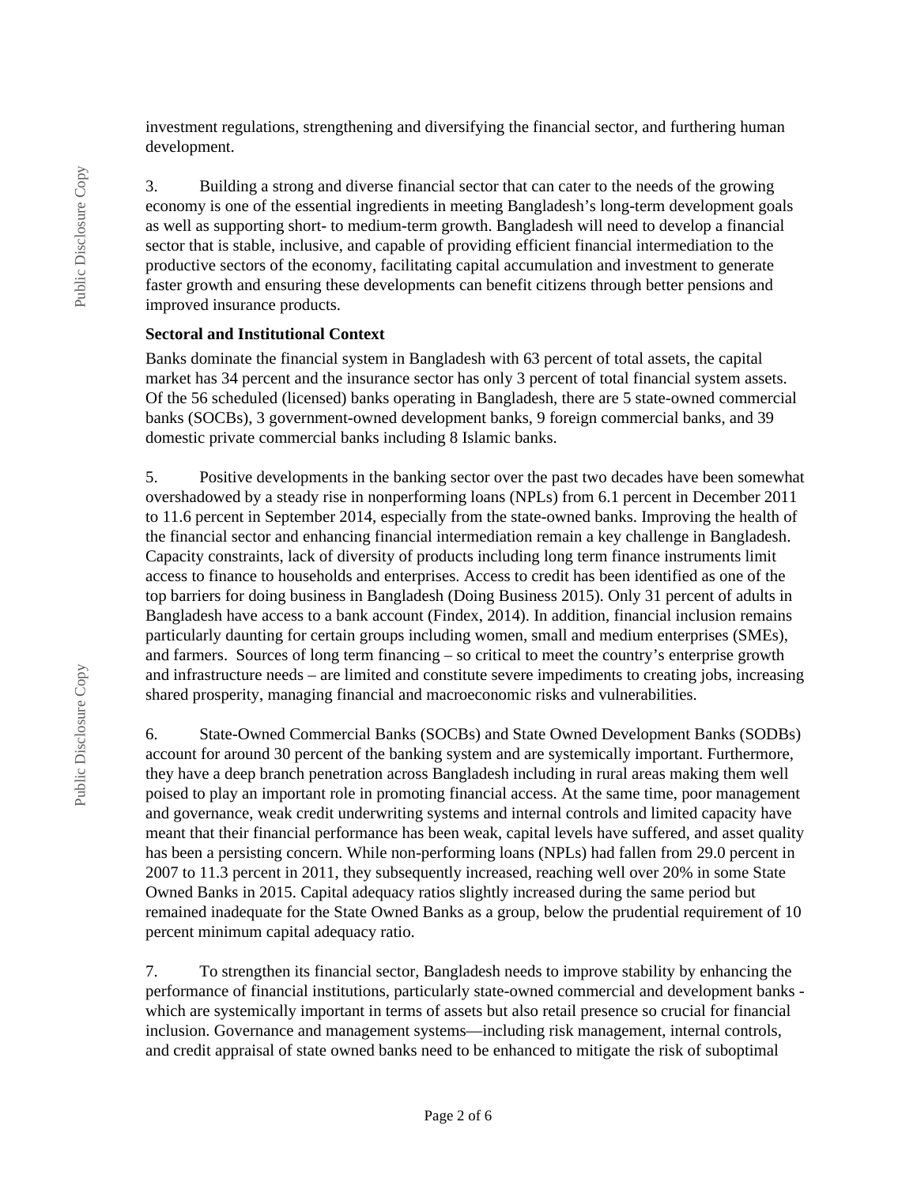investment regulations, strengthening and diversifying the financial sector, and furthering human development.

3. Building a strong and diverse financial sector that can cater to the needs of the growing economy is one of the essential ingredients in meeting Bangladesh's long-term development goals as well as supporting short- to medium-term growth. Bangladesh will need to develop a financial sector that is stable, inclusive, and capable of providing efficient financial intermediation to the productive sectors of the economy, facilitating capital accumulation and investment to generate faster growth and ensuring these developments can benefit citizens through better pensions and improved insurance products.

**Sectoral and Institutional Context**

Banks dominate the financial system in Bangladesh with 63 percent of total assets, the capital market has 34 percent and the insurance sector has only 3 percent of total financial system assets. Of the 56 scheduled (licensed) banks operating in Bangladesh, there are 5 state-owned commercial banks (SOCBs), 3 government-owned development banks, 9 foreign commercial banks, and 39 domestic private commercial banks including 8 Islamic banks.

5. Positive developments in the banking sector over the past two decades have been somewhat overshadowed by a steady rise in nonperforming loans (NPLs) from 6.1 percent in December 2011 to 11.6 percent in September 2014, especially from the state-owned banks. Improving the health of the financial sector and enhancing financial intermediation remain a key challenge in Bangladesh. Capacity constraints, lack of diversity of products including long term finance instruments limit access to finance to households and enterprises. Access to credit has been identified as one of the top barriers for doing business in Bangladesh (Doing Business 2015). Only 31 percent of adults in Bangladesh have access to a bank account (Findex, 2014). In addition, financial inclusion remains particularly daunting for certain groups including women, small and medium enterprises (SMEs), and farmers. Sources of long term financing – so critical to meet the country's enterprise growth and infrastructure needs – are limited and constitute severe impediments to creating jobs, increasing shared prosperity, managing financial and macroeconomic risks and vulnerabilities.

6. State-Owned Commercial Banks (SOCBs) and State Owned Development Banks (SODBs) account for around 30 percent of the banking system and are systemically important. Furthermore, they have a deep branch penetration across Bangladesh including in rural areas making them well poised to play an important role in promoting financial access. At the same time, poor management and governance, weak credit underwriting systems and internal controls and limited capacity have meant that their financial performance has been weak, capital levels have suffered, and asset quality has been a persisting concern. While non-performing loans (NPLs) had fallen from 29.0 percent in 2007 to 11.3 percent in 2011, they subsequently increased, reaching well over 20% in some State Owned Banks in 2015. Capital adequacy ratios slightly increased during the same period but remained inadequate for the State Owned Banks as a group, below the prudential requirement of 10 percent minimum capital adequacy ratio.

7. To strengthen its financial sector, Bangladesh needs to improve stability by enhancing the performance of financial institutions, particularly state-owned commercial and development banks - which are systemically important in terms of assets but also retail presence so crucial for financial inclusion. Governance and management systems—including risk management, internal controls, and credit appraisal of state owned banks need to be enhanced to mitigate the risk of suboptimal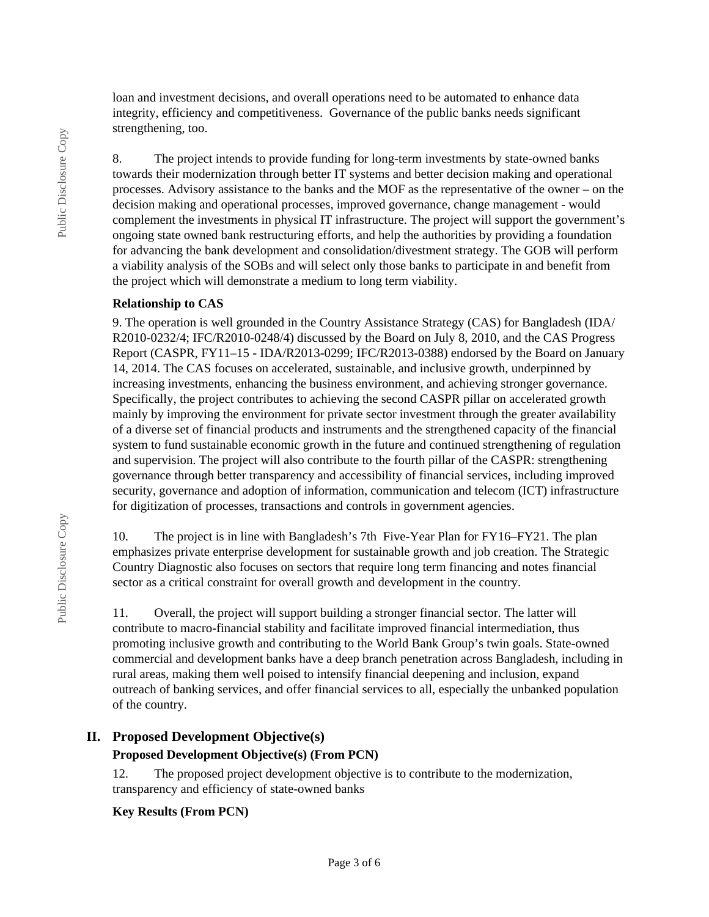loan and investment decisions, and overall operations need to be automated to enhance data integrity, efficiency and competitiveness. Governance of the public banks needs significant strengthening, too.

8. The project intends to provide funding for long-term investments by state-owned banks towards their modernization through better IT systems and better decision making and operational processes. Advisory assistance to the banks and the MOF as the representative of the owner – on the decision making and operational processes, improved governance, change management - would complement the investments in physical IT infrastructure. The project will support the government's ongoing state owned bank restructuring efforts, and help the authorities by providing a foundation for advancing the bank development and consolidation/divestment strategy. The GOB will perform a viability analysis of the SOBs and will select only those banks to participate in and benefit from the project which will demonstrate a medium to long term viability.

**Relationship to CAS**

9. The operation is well grounded in the Country Assistance Strategy (CAS) for Bangladesh (IDA/R2010-0232/4; IFC/R2010-0248/4) discussed by the Board on July 8, 2010, and the CAS Progress Report (CASPR, FY11–15 - IDA/R2013-0299; IFC/R2013-0388) endorsed by the Board on January 14, 2014. The CAS focuses on accelerated, sustainable, and inclusive growth, underpinned by increasing investments, enhancing the business environment, and achieving stronger governance. Specifically, the project contributes to achieving the second CASPR pillar on accelerated growth mainly by improving the environment for private sector investment through the greater availability of a diverse set of financial products and instruments and the strengthened capacity of the financial system to fund sustainable economic growth in the future and continued strengthening of regulation and supervision. The project will also contribute to the fourth pillar of the CASPR: strengthening governance through better transparency and accessibility of financial services, including improved security, governance and adoption of information, communication and telecom (ICT) infrastructure for digitization of processes, transactions and controls in government agencies.

10. The project is in line with Bangladesh's 7th Five-Year Plan for FY16–FY21. The plan emphasizes private enterprise development for sustainable growth and job creation. The Strategic Country Diagnostic also focuses on sectors that require long term financing and notes financial sector as a critical constraint for overall growth and development in the country.

11. Overall, the project will support building a stronger financial sector. The latter will contribute to macro-financial stability and facilitate improved financial intermediation, thus promoting inclusive growth and contributing to the World Bank Group's twin goals. State-owned commercial and development banks have a deep branch penetration across Bangladesh, including in rural areas, making them well poised to intensify financial deepening and inclusion, expand outreach of banking services, and offer financial services to all, especially the unbanked population of the country.

## II. Proposed Development Objective(s)

**Proposed Development Objective(s) (From PCN)**

12. The proposed project development objective is to contribute to the modernization, transparency and efficiency of state-owned banks

**Key Results (From PCN)**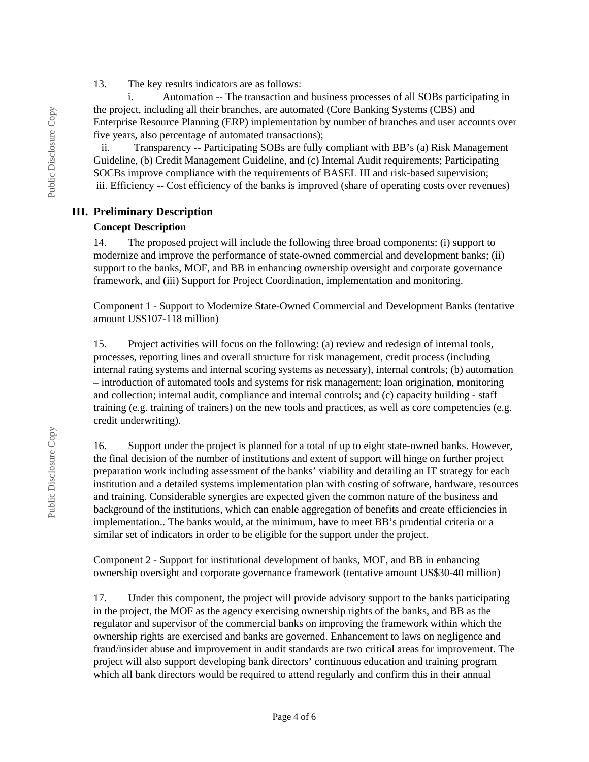13. The key results indicators are as follows:

i. Automation -- The transaction and business processes of all SOBs participating in the project, including all their branches, are automated (Core Banking Systems (CBS) and Enterprise Resource Planning (ERP) implementation by number of branches and user accounts over five years, also percentage of automated transactions);

ii. Transparency -- Participating SOBs are fully compliant with BB's (a) Risk Management Guideline, (b) Credit Management Guideline, and (c) Internal Audit requirements; Participating SOCBs improve compliance with the requirements of BASEL III and risk-based supervision;

iii. Efficiency -- Cost efficiency of the banks is improved (share of operating costs over revenues)

## III. Preliminary Description

### Concept Description

14. The proposed project will include the following three broad components: (i) support to modernize and improve the performance of state-owned commercial and development banks; (ii) support to the banks, MOF, and BB in enhancing ownership oversight and corporate governance framework, and (iii) Support for Project Coordination, implementation and monitoring.

Component 1 - Support to Modernize State-Owned Commercial and Development Banks (tentative amount US$107-118 million)

15. Project activities will focus on the following: (a) review and redesign of internal tools, processes, reporting lines and overall structure for risk management, credit process (including internal rating systems and internal scoring systems as necessary), internal controls; (b) automation – introduction of automated tools and systems for risk management; loan origination, monitoring and collection; internal audit, compliance and internal controls; and (c) capacity building - staff training (e.g. training of trainers) on the new tools and practices, as well as core competencies (e.g. credit underwriting).

16. Support under the project is planned for a total of up to eight state-owned banks. However, the final decision of the number of institutions and extent of support will hinge on further project preparation work including assessment of the banks' viability and detailing an IT strategy for each institution and a detailed systems implementation plan with costing of software, hardware, resources and training. Considerable synergies are expected given the common nature of the business and background of the institutions, which can enable aggregation of benefits and create efficiencies in implementation.. The banks would, at the minimum, have to meet BB's prudential criteria or a similar set of indicators in order to be eligible for the support under the project.

Component 2 - Support for institutional development of banks, MOF, and BB in enhancing ownership oversight and corporate governance framework (tentative amount US$30-40 million)

17. Under this component, the project will provide advisory support to the banks participating in the project, the MOF as the agency exercising ownership rights of the banks, and BB as the regulator and supervisor of the commercial banks on improving the framework within which the ownership rights are exercised and banks are governed. Enhancement to laws on negligence and fraud/insider abuse and improvement in audit standards are two critical areas for improvement. The project will also support developing bank directors' continuous education and training program which all bank directors would be required to attend regularly and confirm this in their annual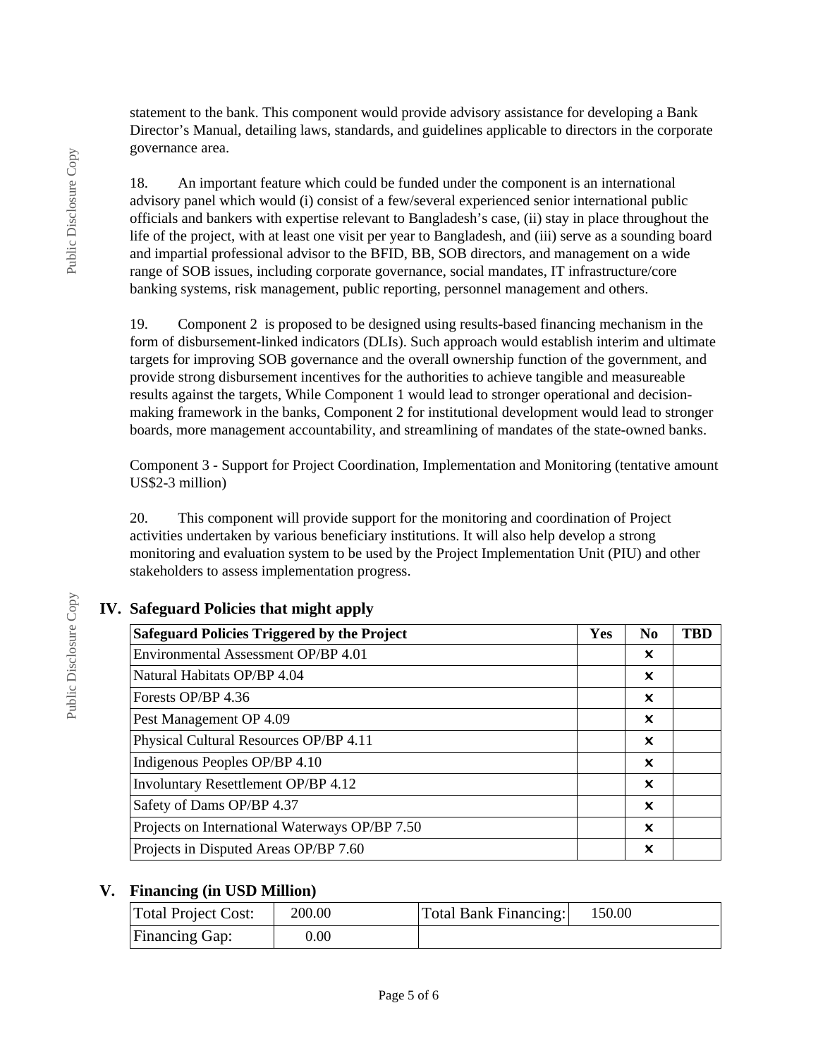statement to the bank. This component would provide advisory assistance for developing a Bank Director's Manual, detailing laws, standards, and guidelines applicable to directors in the corporate governance area.

18. An important feature which could be funded under the component is an international advisory panel which would (i) consist of a few/several experienced senior international public officials and bankers with expertise relevant to Bangladesh's case, (ii) stay in place throughout the life of the project, with at least one visit per year to Bangladesh, and (iii) serve as a sounding board and impartial professional advisor to the BFID, BB, SOB directors, and management on a wide range of SOB issues, including corporate governance, social mandates, IT infrastructure/core banking systems, risk management, public reporting, personnel management and others.

19. Component 2 is proposed to be designed using results-based financing mechanism in the form of disbursement-linked indicators (DLIs). Such approach would establish interim and ultimate targets for improving SOB governance and the overall ownership function of the government, and provide strong disbursement incentives for the authorities to achieve tangible and measureable results against the targets, While Component 1 would lead to stronger operational and decision-making framework in the banks, Component 2 for institutional development would lead to stronger boards, more management accountability, and streamlining of mandates of the state-owned banks.

Component 3 - Support for Project Coordination, Implementation and Monitoring (tentative amount US$2-3 million)

20. This component will provide support for the monitoring and coordination of Project activities undertaken by various beneficiary institutions. It will also help develop a strong monitoring and evaluation system to be used by the Project Implementation Unit (PIU) and other stakeholders to assess implementation progress.

## IV. Safeguard Policies that might apply

| Safeguard Policies Triggered by the Project | Yes | No | TBD |
|---|---|---|---|
| Environmental Assessment OP/BP 4.01 | | ✕ | |
| Natural Habitats OP/BP 4.04 | | ✕ | |
| Forests OP/BP 4.36 | | ✕ | |
| Pest Management OP 4.09 | | ✕ | |
| Physical Cultural Resources OP/BP 4.11 | | ✕ | |
| Indigenous Peoples OP/BP 4.10 | | ✕ | |
| Involuntary Resettlement OP/BP 4.12 | | ✕ | |
| Safety of Dams OP/BP 4.37 | | ✕ | |
| Projects on International Waterways OP/BP 7.50 | | ✕ | |
| Projects in Disputed Areas OP/BP 7.60 | | ✕ | |

## V. Financing (in USD Million)

| Total Project Cost: | 200.00 | Total Bank Financing: | 150.00 |
|---|---|---|---|
| Financing Gap: | 0.00 | | |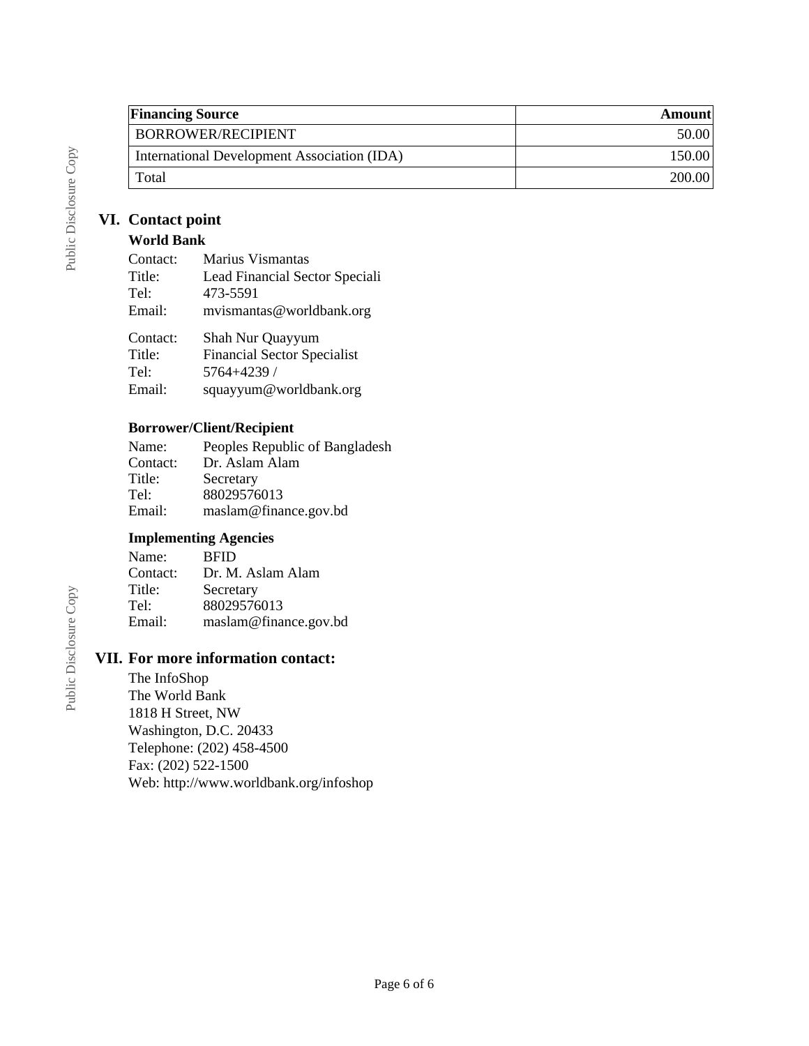| Financing Source | Amount |
| --- | --- |
| BORROWER/RECIPIENT | 50.00 |
| International Development Association (IDA) | 150.00 |
| Total | 200.00 |

## VI. Contact point

### World Bank

Contact: Marius Vismantas
Title: Lead Financial Sector Speciali
Tel: 473-5591
Email: mvismantas@worldbank.org

Contact: Shah Nur Quayyum
Title: Financial Sector Specialist
Tel: 5764+4239 /
Email: squayyum@worldbank.org

### Borrower/Client/Recipient

Name: Peoples Republic of Bangladesh
Contact: Dr. Aslam Alam
Title: Secretary
Tel: 88029576013
Email: maslam@finance.gov.bd

### Implementing Agencies

Name: BFID
Contact: Dr. M. Aslam Alam
Title: Secretary
Tel: 88029576013
Email: maslam@finance.gov.bd

## VII. For more information contact:

The InfoShop
The World Bank
1818 H Street, NW
Washington, D.C. 20433
Telephone: (202) 458-4500
Fax: (202) 522-1500
Web: http://www.worldbank.org/infoshop